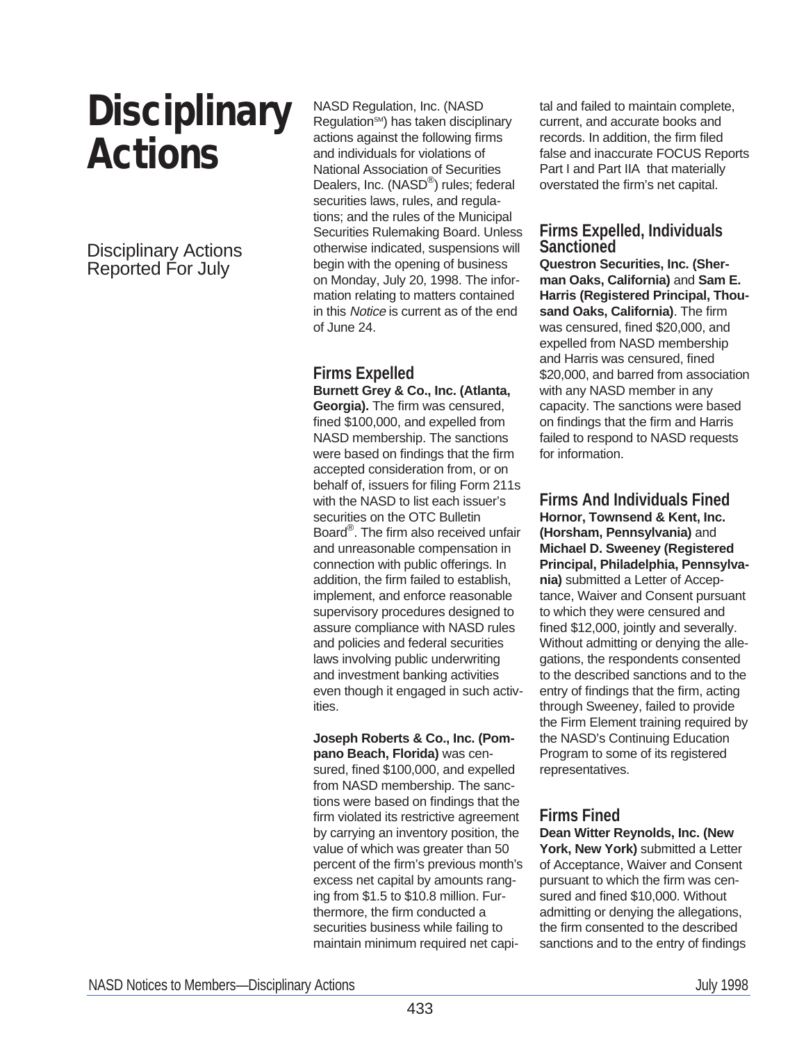# Disciplinary Actions

## Disciplinary Actions Reported For July

NASD Regulation, Inc. (NASD Regulation℠) has taken disciplinary actions against the following firms and individuals for violations of National Association of Securities Dealers, Inc. (NASD®) rules; federal securities laws, rules, and regulations; and the rules of the Municipal Securities Rulemaking Board. Unless otherwise indicated, suspensions will begin with the opening of business on Monday, July 20, 1998. The information relating to matters contained in this *Notice* is current as of the end of June 24.

### Firms Expelled

**Burnett Grey & Co., Inc. (Atlanta, Georgia).** The firm was censured, fined $100,000, and expelled from NASD membership. The sanctions were based on findings that the firm accepted consideration from, or on behalf of, issuers for filing Form 211s with the NASD to list each issuer's securities on the OTC Bulletin Board®. The firm also received unfair and unreasonable compensation in connection with public offerings. In addition, the firm failed to establish, implement, and enforce reasonable supervisory procedures designed to assure compliance with NASD rules and policies and federal securities laws involving public underwriting and investment banking activities even though it engaged in such activities.

**Joseph Roberts & Co., Inc. (Pompano Beach, Florida)** was censured, fined $100,000, and expelled from NASD membership. The sanctions were based on findings that the firm violated its restrictive agreement by carrying an inventory position, the value of which was greater than 50 percent of the firm's previous month's excess net capital by amounts ranging from $1.5 to $10.8 million. Furthermore, the firm conducted a securities business while failing to maintain minimum required net capital and failed to maintain complete, current, and accurate books and records. In addition, the firm filed false and inaccurate FOCUS Reports Part I and Part IIA that materially overstated the firm's net capital.

### Firms Expelled, Individuals Sanctioned

**Questron Securities, Inc. (Sherman Oaks, California)** and **Sam E. Harris (Registered Principal, Thousand Oaks, California)**. The firm was censured, fined $20,000, and expelled from NASD membership and Harris was censured, fined $20,000, and barred from association with any NASD member in any capacity. The sanctions were based on findings that the firm and Harris failed to respond to NASD requests for information.

### Firms And Individuals Fined

**Hornor, Townsend & Kent, Inc. (Horsham, Pennsylvania)** and **Michael D. Sweeney (Registered Principal, Philadelphia, Pennsylvania)** submitted a Letter of Acceptance, Waiver and Consent pursuant to which they were censured and fined $12,000, jointly and severally. Without admitting or denying the allegations, the respondents consented to the described sanctions and to the entry of findings that the firm, acting through Sweeney, failed to provide the Firm Element training required by the NASD's Continuing Education Program to some of its registered representatives.

### Firms Fined

**Dean Witter Reynolds, Inc. (New York, New York)** submitted a Letter of Acceptance, Waiver and Consent pursuant to which the firm was censured and fined $10,000. Without admitting or denying the allegations, the firm consented to the described sanctions and to the entry of findings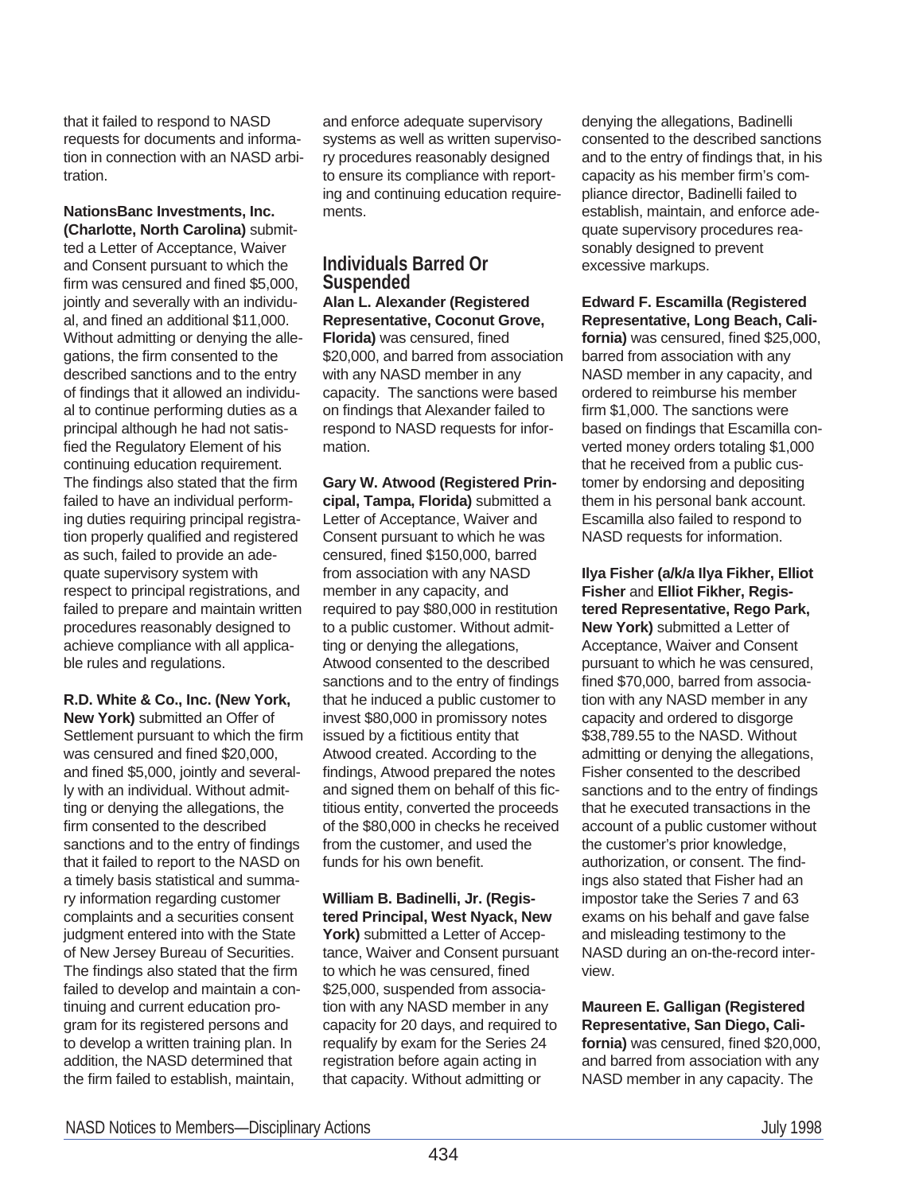that it failed to respond to NASD requests for documents and information in connection with an NASD arbitration.

**NationsBanc Investments, Inc. (Charlotte, North Carolina)** submitted a Letter of Acceptance, Waiver and Consent pursuant to which the firm was censured and fined $5,000, jointly and severally with an individual, and fined an additional $11,000. Without admitting or denying the allegations, the firm consented to the described sanctions and to the entry of findings that it allowed an individual to continue performing duties as a principal although he had not satisfied the Regulatory Element of his continuing education requirement. The findings also stated that the firm failed to have an individual performing duties requiring principal registration properly qualified and registered as such, failed to provide an adequate supervisory system with respect to principal registrations, and failed to prepare and maintain written procedures reasonably designed to achieve compliance with all applicable rules and regulations.

**R.D. White & Co., Inc. (New York, New York)** submitted an Offer of Settlement pursuant to which the firm was censured and fined $20,000, and fined $5,000, jointly and severally with an individual. Without admitting or denying the allegations, the firm consented to the described sanctions and to the entry of findings that it failed to report to the NASD on a timely basis statistical and summary information regarding customer complaints and a securities consent judgment entered into with the State of New Jersey Bureau of Securities. The findings also stated that the firm failed to develop and maintain a continuing and current education program for its registered persons and to develop a written training plan. In addition, the NASD determined that the firm failed to establish, maintain, and enforce adequate supervisory systems as well as written supervisory procedures reasonably designed to ensure its compliance with reporting and continuing education requirements.

## Individuals Barred Or Suspended

**Alan L. Alexander (Registered Representative, Coconut Grove, Florida)** was censured, fined $20,000, and barred from association with any NASD member in any capacity. The sanctions were based on findings that Alexander failed to respond to NASD requests for information.

**Gary W. Atwood (Registered Principal, Tampa, Florida)** submitted a Letter of Acceptance, Waiver and Consent pursuant to which he was censured, fined $150,000, barred from association with any NASD member in any capacity, and required to pay $80,000 in restitution to a public customer. Without admitting or denying the allegations, Atwood consented to the described sanctions and to the entry of findings that he induced a public customer to invest $80,000 in promissory notes issued by a fictitious entity that Atwood created. According to the findings, Atwood prepared the notes and signed them on behalf of this fictitious entity, converted the proceeds of the $80,000 in checks he received from the customer, and used the funds for his own benefit.

**William B. Badinelli, Jr. (Registered Principal, West Nyack, New York)** submitted a Letter of Acceptance, Waiver and Consent pursuant to which he was censured, fined $25,000, suspended from association with any NASD member in any capacity for 20 days, and required to requalify by exam for the Series 24 registration before again acting in that capacity. Without admitting or denying the allegations, Badinelli consented to the described sanctions and to the entry of findings that, in his capacity as his member firm's compliance director, Badinelli failed to establish, maintain, and enforce adequate supervisory procedures reasonably designed to prevent excessive markups.

**Edward F. Escamilla (Registered Representative, Long Beach, California)** was censured, fined $25,000, barred from association with any NASD member in any capacity, and ordered to reimburse his member firm $1,000. The sanctions were based on findings that Escamilla converted money orders totaling $1,000 that he received from a public customer by endorsing and depositing them in his personal bank account. Escamilla also failed to respond to NASD requests for information.

**Ilya Fisher (a/k/a Ilya Fikher, Elliot Fisher and Elliot Fikher, Registered Representative, Rego Park, New York)** submitted a Letter of Acceptance, Waiver and Consent pursuant to which he was censured, fined $70,000, barred from association with any NASD member in any capacity and ordered to disgorge $38,789.55 to the NASD. Without admitting or denying the allegations, Fisher consented to the described sanctions and to the entry of findings that he executed transactions in the account of a public customer without the customer's prior knowledge, authorization, or consent. The findings also stated that Fisher had an impostor take the Series 7 and 63 exams on his behalf and gave false and misleading testimony to the NASD during an on-the-record interview.

**Maureen E. Galligan (Registered Representative, San Diego, California)** was censured, fined $20,000, and barred from association with any NASD member in any capacity. The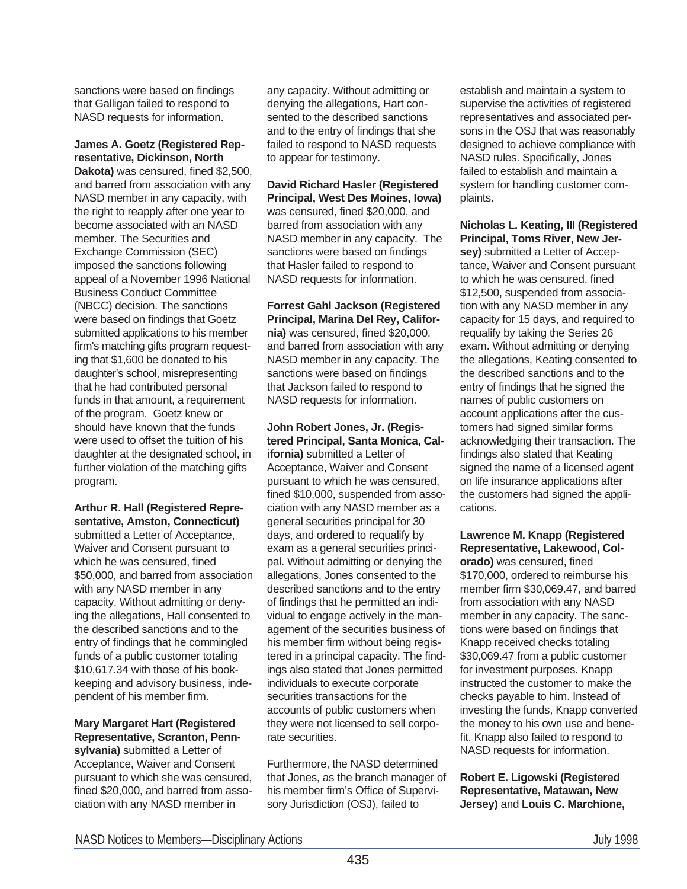sanctions were based on findings that Galligan failed to respond to NASD requests for information.

**James A. Goetz (Registered Representative, Dickinson, North Dakota)** was censured, fined $2,500, and barred from association with any NASD member in any capacity, with the right to reapply after one year to become associated with an NASD member. The Securities and Exchange Commission (SEC) imposed the sanctions following appeal of a November 1996 National Business Conduct Committee (NBCC) decision. The sanctions were based on findings that Goetz submitted applications to his member firm's matching gifts program requesting that $1,600 be donated to his daughter's school, misrepresenting that he had contributed personal funds in that amount, a requirement of the program. Goetz knew or should have known that the funds were used to offset the tuition of his daughter at the designated school, in further violation of the matching gifts program.

**Arthur R. Hall (Registered Representative, Amston, Connecticut)** submitted a Letter of Acceptance, Waiver and Consent pursuant to which he was censured, fined $50,000, and barred from association with any NASD member in any capacity. Without admitting or denying the allegations, Hall consented to the described sanctions and to the entry of findings that he commingled funds of a public customer totaling $10,617.34 with those of his bookkeeping and advisory business, independent of his member firm.

**Mary Margaret Hart (Registered Representative, Scranton, Pennsylvania)** submitted a Letter of Acceptance, Waiver and Consent pursuant to which she was censured, fined $20,000, and barred from association with any NASD member in any capacity. Without admitting or denying the allegations, Hart consented to the described sanctions and to the entry of findings that she failed to respond to NASD requests to appear for testimony.

**David Richard Hasler (Registered Principal, West Des Moines, Iowa)** was censured, fined $20,000, and barred from association with any NASD member in any capacity. The sanctions were based on findings that Hasler failed to respond to NASD requests for information.

**Forrest Gahl Jackson (Registered Principal, Marina Del Rey, California)** was censured, fined $20,000, and barred from association with any NASD member in any capacity. The sanctions were based on findings that Jackson failed to respond to NASD requests for information.

**John Robert Jones, Jr. (Registered Principal, Santa Monica, California)** submitted a Letter of Acceptance, Waiver and Consent pursuant to which he was censured, fined $10,000, suspended from association with any NASD member as a general securities principal for 30 days, and ordered to requalify by exam as a general securities principal. Without admitting or denying the allegations, Jones consented to the described sanctions and to the entry of findings that he permitted an individual to engage actively in the management of the securities business of his member firm without being registered in a principal capacity. The findings also stated that Jones permitted individuals to execute corporate securities transactions for the accounts of public customers when they were not licensed to sell corporate securities.

Furthermore, the NASD determined that Jones, as the branch manager of his member firm's Office of Supervisory Jurisdiction (OSJ), failed to establish and maintain a system to supervise the activities of registered representatives and associated persons in the OSJ that was reasonably designed to achieve compliance with NASD rules. Specifically, Jones failed to establish and maintain a system for handling customer complaints.

**Nicholas L. Keating, III (Registered Principal, Toms River, New Jersey)** submitted a Letter of Acceptance, Waiver and Consent pursuant to which he was censured, fined $12,500, suspended from association with any NASD member in any capacity for 15 days, and required to requalify by taking the Series 26 exam. Without admitting or denying the allegations, Keating consented to the described sanctions and to the entry of findings that he signed the names of public customers on account applications after the customers had signed similar forms acknowledging their transaction. The findings also stated that Keating signed the name of a licensed agent on life insurance applications after the customers had signed the applications.

**Lawrence M. Knapp (Registered Representative, Lakewood, Colorado)** was censured, fined $170,000, ordered to reimburse his member firm $30,069.47, and barred from association with any NASD member in any capacity. The sanctions were based on findings that Knapp received checks totaling $30,069.47 from a public customer for investment purposes. Knapp instructed the customer to make the checks payable to him. Instead of investing the funds, Knapp converted the money to his own use and benefit. Knapp also failed to respond to NASD requests for information.

**Robert E. Ligowski (Registered Representative, Matawan, New Jersey)** and **Louis C. Marchione,**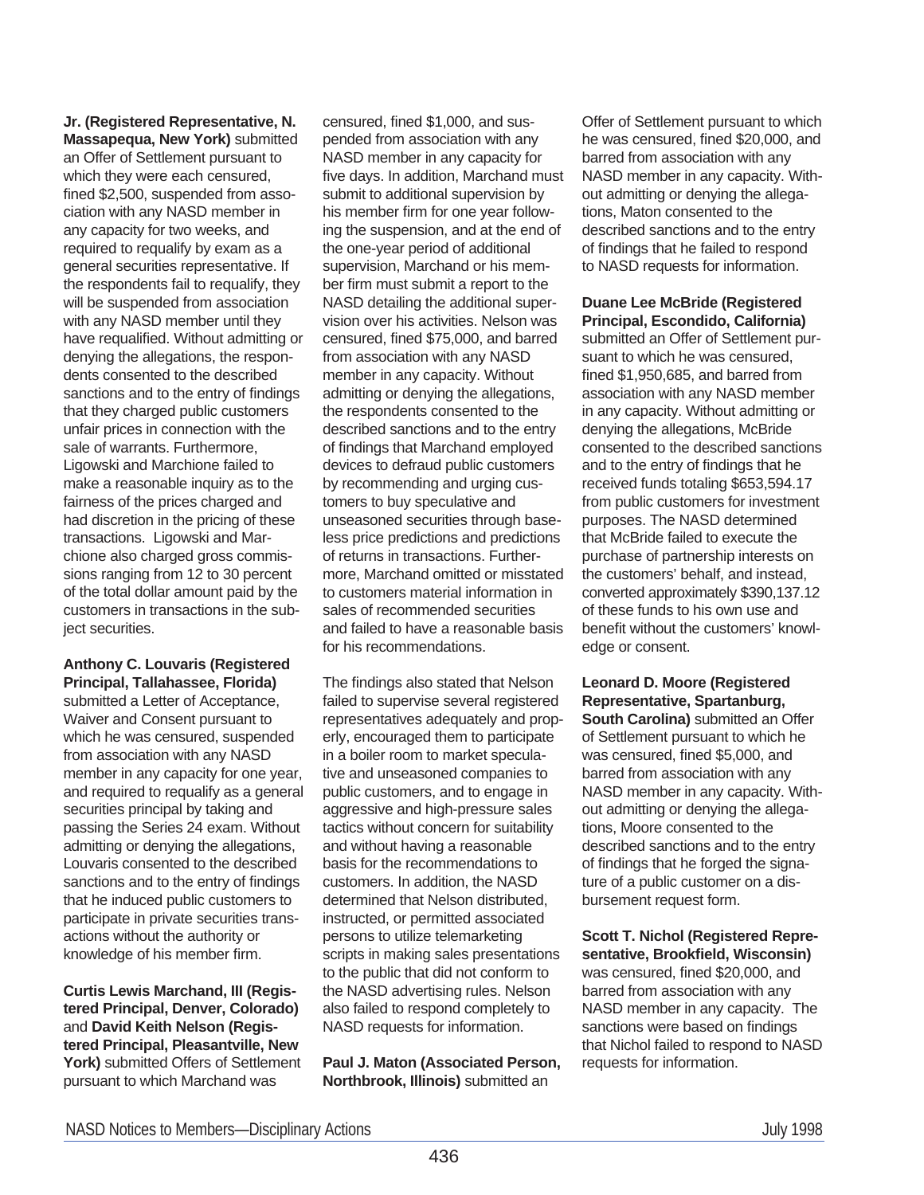**Jr. (Registered Representative, N. Massapequa, New York)** submitted an Offer of Settlement pursuant to which they were each censured, fined $2,500, suspended from association with any NASD member in any capacity for two weeks, and required to requalify by exam as a general securities representative. If the respondents fail to requalify, they will be suspended from association with any NASD member until they have requalified. Without admitting or denying the allegations, the respondents consented to the described sanctions and to the entry of findings that they charged public customers unfair prices in connection with the sale of warrants. Furthermore, Ligowski and Marchione failed to make a reasonable inquiry as to the fairness of the prices charged and had discretion in the pricing of these transactions. Ligowski and Marchione also charged gross commissions ranging from 12 to 30 percent of the total dollar amount paid by the customers in transactions in the subject securities.

**Anthony C. Louvaris (Registered Principal, Tallahassee, Florida)** submitted a Letter of Acceptance, Waiver and Consent pursuant to which he was censured, suspended from association with any NASD member in any capacity for one year, and required to requalify as a general securities principal by taking and passing the Series 24 exam. Without admitting or denying the allegations, Louvaris consented to the described sanctions and to the entry of findings that he induced public customers to participate in private securities transactions without the authority or knowledge of his member firm.

**Curtis Lewis Marchand, III (Registered Principal, Denver, Colorado)** and **David Keith Nelson (Registered Principal, Pleasantville, New York)** submitted Offers of Settlement pursuant to which Marchand was censured, fined $1,000, and suspended from association with any NASD member in any capacity for five days. In addition, Marchand must submit to additional supervision by his member firm for one year following the suspension, and at the end of the one-year period of additional supervision, Marchand or his member firm must submit a report to the NASD detailing the additional supervision over his activities. Nelson was censured, fined $75,000, and barred from association with any NASD member in any capacity. Without admitting or denying the allegations, the respondents consented to the described sanctions and to the entry of findings that Marchand employed devices to defraud public customers by recommending and urging customers to buy speculative and unseasoned securities through baseless price predictions and predictions of returns in transactions. Furthermore, Marchand omitted or misstated to customers material information in sales of recommended securities and failed to have a reasonable basis for his recommendations.

The findings also stated that Nelson failed to supervise several registered representatives adequately and properly, encouraged them to participate in a boiler room to market speculative and unseasoned companies to public customers, and to engage in aggressive and high-pressure sales tactics without concern for suitability and without having a reasonable basis for the recommendations to customers. In addition, the NASD determined that Nelson distributed, instructed, or permitted associated persons to utilize telemarketing scripts in making sales presentations to the public that did not conform to the NASD advertising rules. Nelson also failed to respond completely to NASD requests for information.

**Paul J. Maton (Associated Person, Northbrook, Illinois)** submitted an Offer of Settlement pursuant to which he was censured, fined $20,000, and barred from association with any NASD member in any capacity. Without admitting or denying the allegations, Maton consented to the described sanctions and to the entry of findings that he failed to respond to NASD requests for information.

**Duane Lee McBride (Registered Principal, Escondido, California)** submitted an Offer of Settlement pursuant to which he was censured, fined $1,950,685, and barred from association with any NASD member in any capacity. Without admitting or denying the allegations, McBride consented to the described sanctions and to the entry of findings that he received funds totaling $653,594.17 from public customers for investment purposes. The NASD determined that McBride failed to execute the purchase of partnership interests on the customers' behalf, and instead, converted approximately $390,137.12 of these funds to his own use and benefit without the customers' knowledge or consent.

**Leonard D. Moore (Registered Representative, Spartanburg, South Carolina)** submitted an Offer of Settlement pursuant to which he was censured, fined $5,000, and barred from association with any NASD member in any capacity. Without admitting or denying the allegations, Moore consented to the described sanctions and to the entry of findings that he forged the signature of a public customer on a disbursement request form.

**Scott T. Nichol (Registered Representative, Brookfield, Wisconsin)** was censured, fined $20,000, and barred from association with any NASD member in any capacity. The sanctions were based on findings that Nichol failed to respond to NASD requests for information.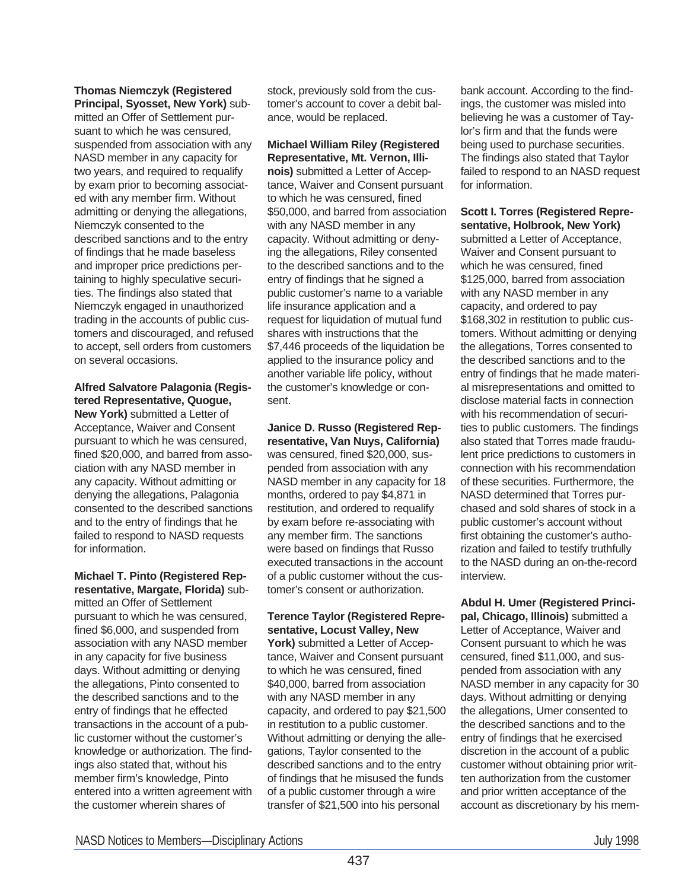**Thomas Niemczyk (Registered Principal, Syosset, New York)** submitted an Offer of Settlement pursuant to which he was censured, suspended from association with any NASD member in any capacity for two years, and required to requalify by exam prior to becoming associated with any member firm. Without admitting or denying the allegations, Niemczyk consented to the described sanctions and to the entry of findings that he made baseless and improper price predictions pertaining to highly speculative securities. The findings also stated that Niemczyk engaged in unauthorized trading in the accounts of public customers and discouraged, and refused to accept, sell orders from customers on several occasions.

**Alfred Salvatore Palagonia (Registered Representative, Quogue, New York)** submitted a Letter of Acceptance, Waiver and Consent pursuant to which he was censured, fined $20,000, and barred from association with any NASD member in any capacity. Without admitting or denying the allegations, Palagonia consented to the described sanctions and to the entry of findings that he failed to respond to NASD requests for information.

**Michael T. Pinto (Registered Representative, Margate, Florida)** submitted an Offer of Settlement pursuant to which he was censured, fined $6,000, and suspended from association with any NASD member in any capacity for five business days. Without admitting or denying the allegations, Pinto consented to the described sanctions and to the entry of findings that he effected transactions in the account of a public customer without the customer's knowledge or authorization. The findings also stated that, without his member firm's knowledge, Pinto entered into a written agreement with the customer wherein shares of stock, previously sold from the customer's account to cover a debit balance, would be replaced.

**Michael William Riley (Registered Representative, Mt. Vernon, Illinois)** submitted a Letter of Acceptance, Waiver and Consent pursuant to which he was censured, fined $50,000, and barred from association with any NASD member in any capacity. Without admitting or denying the allegations, Riley consented to the described sanctions and to the entry of findings that he signed a public customer's name to a variable life insurance application and a request for liquidation of mutual fund shares with instructions that the $7,446 proceeds of the liquidation be applied to the insurance policy and another variable life policy, without the customer's knowledge or consent.

**Janice D. Russo (Registered Representative, Van Nuys, California)** was censured, fined $20,000, suspended from association with any NASD member in any capacity for 18 months, ordered to pay $4,871 in restitution, and ordered to requalify by exam before re-associating with any member firm. The sanctions were based on findings that Russo executed transactions in the account of a public customer without the customer's consent or authorization.

**Terence Taylor (Registered Representative, Locust Valley, New York)** submitted a Letter of Acceptance, Waiver and Consent pursuant to which he was censured, fined $40,000, barred from association with any NASD member in any capacity, and ordered to pay $21,500 in restitution to a public customer. Without admitting or denying the allegations, Taylor consented to the described sanctions and to the entry of findings that he misused the funds of a public customer through a wire transfer of $21,500 into his personal bank account. According to the findings, the customer was misled into believing he was a customer of Taylor's firm and that the funds were being used to purchase securities. The findings also stated that Taylor failed to respond to an NASD request for information.

**Scott I. Torres (Registered Representative, Holbrook, New York)** submitted a Letter of Acceptance, Waiver and Consent pursuant to which he was censured, fined $125,000, barred from association with any NASD member in any capacity, and ordered to pay $168,302 in restitution to public customers. Without admitting or denying the allegations, Torres consented to the described sanctions and to the entry of findings that he made material misrepresentations and omitted to disclose material facts in connection with his recommendation of securities to public customers. The findings also stated that Torres made fraudulent price predictions to customers in connection with his recommendation of these securities. Furthermore, the NASD determined that Torres purchased and sold shares of stock in a public customer's account without first obtaining the customer's authorization and failed to testify truthfully to the NASD during an on-the-record interview.

**Abdul H. Umer (Registered Principal, Chicago, Illinois)** submitted a Letter of Acceptance, Waiver and Consent pursuant to which he was censured, fined $11,000, and suspended from association with any NASD member in any capacity for 30 days. Without admitting or denying the allegations, Umer consented to the described sanctions and to the entry of findings that he exercised discretion in the account of a public customer without obtaining prior written authorization from the customer and prior written acceptance of the account as discretionary by his mem-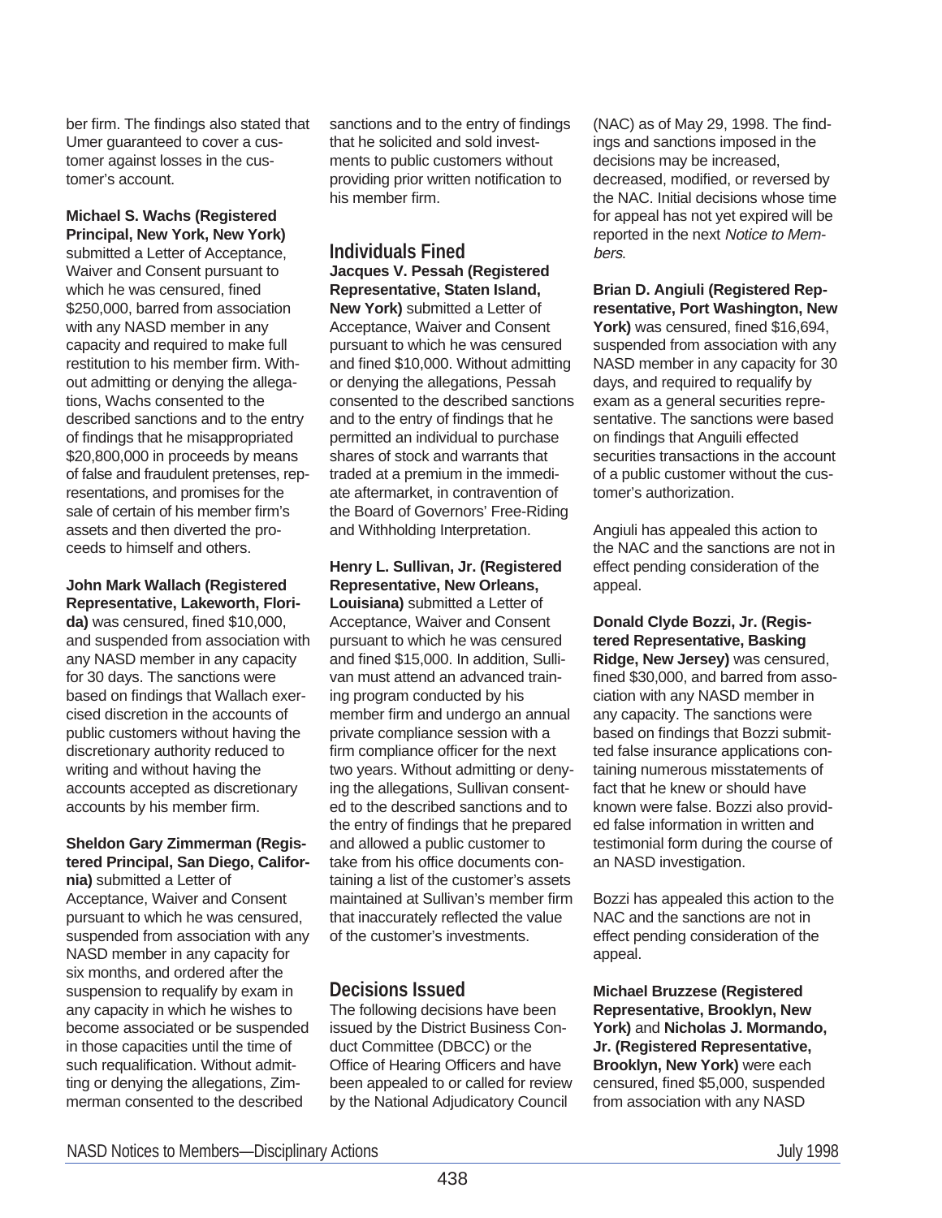ber firm. The findings also stated that Umer guaranteed to cover a customer against losses in the customer's account.

**Michael S. Wachs (Registered Principal, New York, New York)** submitted a Letter of Acceptance, Waiver and Consent pursuant to which he was censured, fined $250,000, barred from association with any NASD member in any capacity and required to make full restitution to his member firm. Without admitting or denying the allegations, Wachs consented to the described sanctions and to the entry of findings that he misappropriated $20,800,000 in proceeds by means of false and fraudulent pretenses, representations, and promises for the sale of certain of his member firm's assets and then diverted the proceeds to himself and others.

**John Mark Wallach (Registered Representative, Lakeworth, Florida)** was censured, fined $10,000, and suspended from association with any NASD member in any capacity for 30 days. The sanctions were based on findings that Wallach exercised discretion in the accounts of public customers without having the discretionary authority reduced to writing and without having the accounts accepted as discretionary accounts by his member firm.

**Sheldon Gary Zimmerman (Registered Principal, San Diego, California)** submitted a Letter of Acceptance, Waiver and Consent pursuant to which he was censured, suspended from association with any NASD member in any capacity for six months, and ordered after the suspension to requalify by exam in any capacity in which he wishes to become associated or be suspended in those capacities until the time of such requalification. Without admitting or denying the allegations, Zimmerman consented to the described sanctions and to the entry of findings that he solicited and sold investments to public customers without providing prior written notification to his member firm.

## Individuals Fined

**Jacques V. Pessah (Registered Representative, Staten Island, New York)** submitted a Letter of Acceptance, Waiver and Consent pursuant to which he was censured and fined $10,000. Without admitting or denying the allegations, Pessah consented to the described sanctions and to the entry of findings that he permitted an individual to purchase shares of stock and warrants that traded at a premium in the immediate aftermarket, in contravention of the Board of Governors' Free-Riding and Withholding Interpretation.

**Henry L. Sullivan, Jr. (Registered Representative, New Orleans, Louisiana)** submitted a Letter of Acceptance, Waiver and Consent pursuant to which he was censured and fined $15,000. In addition, Sullivan must attend an advanced training program conducted by his member firm and undergo an annual private compliance session with a firm compliance officer for the next two years. Without admitting or denying the allegations, Sullivan consented to the described sanctions and to the entry of findings that he prepared and allowed a public customer to take from his office documents containing a list of the customer's assets maintained at Sullivan's member firm that inaccurately reflected the value of the customer's investments.

## Decisions Issued

The following decisions have been issued by the District Business Conduct Committee (DBCC) or the Office of Hearing Officers and have been appealed to or called for review by the National Adjudicatory Council (NAC) as of May 29, 1998. The findings and sanctions imposed in the decisions may be increased, decreased, modified, or reversed by the NAC. Initial decisions whose time for appeal has not yet expired will be reported in the next *Notice to Members*.

**Brian D. Angiuli (Registered Representative, Port Washington, New York)** was censured, fined $16,694, suspended from association with any NASD member in any capacity for 30 days, and required to requalify by exam as a general securities representative. The sanctions were based on findings that Anguili effected securities transactions in the account of a public customer without the customer's authorization.

Angiuli has appealed this action to the NAC and the sanctions are not in effect pending consideration of the appeal.

**Donald Clyde Bozzi, Jr. (Registered Representative, Basking Ridge, New Jersey)** was censured, fined $30,000, and barred from association with any NASD member in any capacity. The sanctions were based on findings that Bozzi submitted false insurance applications containing numerous misstatements of fact that he knew or should have known were false. Bozzi also provided false information in written and testimonial form during the course of an NASD investigation.

Bozzi has appealed this action to the NAC and the sanctions are not in effect pending consideration of the appeal.

**Michael Bruzzese (Registered Representative, Brooklyn, New York)** and **Nicholas J. Mormando, Jr. (Registered Representative, Brooklyn, New York)** were each censured, fined $5,000, suspended from association with any NASD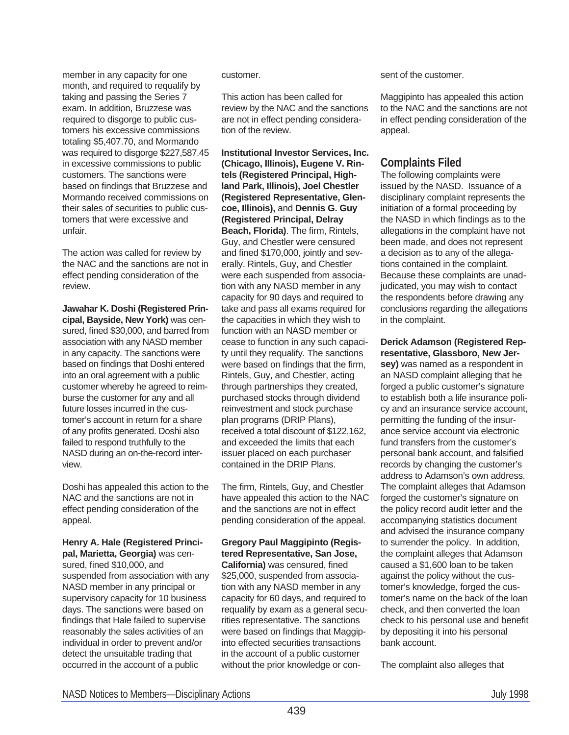member in any capacity for one month, and required to requalify by taking and passing the Series 7 exam. In addition, Bruzzese was required to disgorge to public customers his excessive commissions totaling $5,407.70, and Mormando was required to disgorge $227,587.45 in excessive commissions to public customers. The sanctions were based on findings that Bruzzese and Mormando received commissions on their sales of securities to public customers that were excessive and unfair.

The action was called for review by the NAC and the sanctions are not in effect pending consideration of the review.

**Jawahar K. Doshi (Registered Principal, Bayside, New York)** was censured, fined $30,000, and barred from association with any NASD member in any capacity. The sanctions were based on findings that Doshi entered into an oral agreement with a public customer whereby he agreed to reimburse the customer for any and all future losses incurred in the customer's account in return for a share of any profits generated. Doshi also failed to respond truthfully to the NASD during an on-the-record interview.

Doshi has appealed this action to the NAC and the sanctions are not in effect pending consideration of the appeal.

**Henry A. Hale (Registered Principal, Marietta, Georgia)** was censured, fined $10,000, and suspended from association with any NASD member in any principal or supervisory capacity for 10 business days. The sanctions were based on findings that Hale failed to supervise reasonably the sales activities of an individual in order to prevent and/or detect the unsuitable trading that occurred in the account of a public customer.

This action has been called for review by the NAC and the sanctions are not in effect pending consideration of the review.

**Institutional Investor Services, Inc. (Chicago, Illinois), Eugene V. Rintels (Registered Principal, Highland Park, Illinois), Joel Chestler (Registered Representative, Glencoe, Illinois),** and **Dennis G. Guy (Registered Principal, Delray Beach, Florida)**. The firm, Rintels, Guy, and Chestler were censured and fined $170,000, jointly and severally. Rintels, Guy, and Chestler were each suspended from association with any NASD member in any capacity for 90 days and required to take and pass all exams required for the capacities in which they wish to function with an NASD member or cease to function in any such capacity until they requalify. The sanctions were based on findings that the firm, Rintels, Guy, and Chestler, acting through partnerships they created, purchased stocks through dividend reinvestment and stock purchase plan programs (DRIP Plans), received a total discount of $122,162, and exceeded the limits that each issuer placed on each purchaser contained in the DRIP Plans.

The firm, Rintels, Guy, and Chestler have appealed this action to the NAC and the sanctions are not in effect pending consideration of the appeal.

**Gregory Paul Maggipinto (Registered Representative, San Jose, California)** was censured, fined $25,000, suspended from association with any NASD member in any capacity for 60 days, and required to requalify by exam as a general securities representative. The sanctions were based on findings that Maggipinto effected securities transactions in the account of a public customer without the prior knowledge or consent of the customer.

Maggipinto has appealed this action to the NAC and the sanctions are not in effect pending consideration of the appeal.

## Complaints Filed

The following complaints were issued by the NASD. Issuance of a disciplinary complaint represents the initiation of a formal proceeding by the NASD in which findings as to the allegations in the complaint have not been made, and does not represent a decision as to any of the allegations contained in the complaint. Because these complaints are unadjudicated, you may wish to contact the respondents before drawing any conclusions regarding the allegations in the complaint.

**Derick Adamson (Registered Representative, Glassboro, New Jersey)** was named as a respondent in an NASD complaint alleging that he forged a public customer's signature to establish both a life insurance policy and an insurance service account, permitting the funding of the insurance service account via electronic fund transfers from the customer's personal bank account, and falsified records by changing the customer's address to Adamson's own address. The complaint alleges that Adamson forged the customer's signature on the policy record audit letter and the accompanying statistics document and advised the insurance company to surrender the policy. In addition, the complaint alleges that Adamson caused a $1,600 loan to be taken against the policy without the customer's knowledge, forged the customer's name on the back of the loan check, and then converted the loan check to his personal use and benefit by depositing it into his personal bank account.

The complaint also alleges that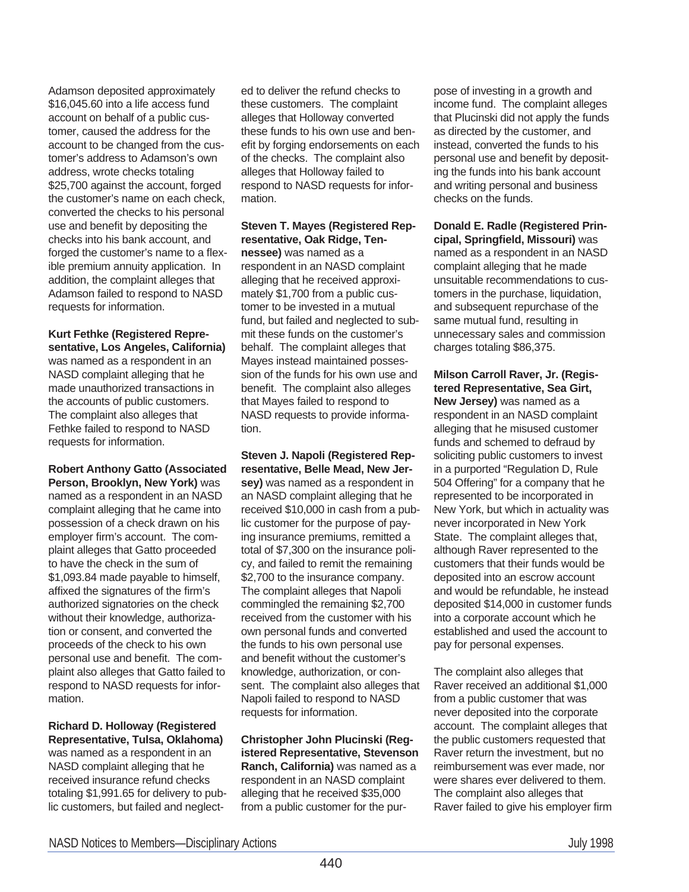Adamson deposited approximately $16,045.60 into a life access fund account on behalf of a public customer, caused the address for the account to be changed from the customer's address to Adamson's own address, wrote checks totaling $25,700 against the account, forged the customer's name on each check, converted the checks to his personal use and benefit by depositing the checks into his bank account, and forged the customer's name to a flexible premium annuity application. In addition, the complaint alleges that Adamson failed to respond to NASD requests for information.

**Kurt Fethke (Registered Representative, Los Angeles, California)** was named as a respondent in an NASD complaint alleging that he made unauthorized transactions in the accounts of public customers. The complaint also alleges that Fethke failed to respond to NASD requests for information.

**Robert Anthony Gatto (Associated Person, Brooklyn, New York)** was named as a respondent in an NASD complaint alleging that he came into possession of a check drawn on his employer firm's account. The complaint alleges that Gatto proceeded to have the check in the sum of $1,093.84 made payable to himself, affixed the signatures of the firm's authorized signatories on the check without their knowledge, authorization or consent, and converted the proceeds of the check to his own personal use and benefit. The complaint also alleges that Gatto failed to respond to NASD requests for information.

**Richard D. Holloway (Registered Representative, Tulsa, Oklahoma)** was named as a respondent in an NASD complaint alleging that he received insurance refund checks totaling $1,991.65 for delivery to public customers, but failed and neglected to deliver the refund checks to these customers. The complaint alleges that Holloway converted these funds to his own use and benefit by forging endorsements on each of the checks. The complaint also alleges that Holloway failed to respond to NASD requests for information.

**Steven T. Mayes (Registered Representative, Oak Ridge, Tennessee)** was named as a respondent in an NASD complaint alleging that he received approximately $1,700 from a public customer to be invested in a mutual fund, but failed and neglected to submit these funds on the customer's behalf. The complaint alleges that Mayes instead maintained possession of the funds for his own use and benefit. The complaint also alleges that Mayes failed to respond to NASD requests to provide information.

**Steven J. Napoli (Registered Representative, Belle Mead, New Jersey)** was named as a respondent in an NASD complaint alleging that he received $10,000 in cash from a public customer for the purpose of paying insurance premiums, remitted a total of $7,300 on the insurance policy, and failed to remit the remaining $2,700 to the insurance company. The complaint alleges that Napoli commingled the remaining $2,700 received from the customer with his own personal funds and converted the funds to his own personal use and benefit without the customer's knowledge, authorization, or consent. The complaint also alleges that Napoli failed to respond to NASD requests for information.

**Christopher John Plucinski (Registered Representative, Stevenson Ranch, California)** was named as a respondent in an NASD complaint alleging that he received $35,000 from a public customer for the purpose of investing in a growth and income fund. The complaint alleges that Plucinski did not apply the funds as directed by the customer, and instead, converted the funds to his personal use and benefit by depositing the funds into his bank account and writing personal and business checks on the funds.

**Donald E. Radle (Registered Principal, Springfield, Missouri)** was named as a respondent in an NASD complaint alleging that he made unsuitable recommendations to customers in the purchase, liquidation, and subsequent repurchase of the same mutual fund, resulting in unnecessary sales and commission charges totaling $86,375.

**Milson Carroll Raver, Jr. (Registered Representative, Sea Girt, New Jersey)** was named as a respondent in an NASD complaint alleging that he misused customer funds and schemed to defraud by soliciting public customers to invest in a purported "Regulation D, Rule 504 Offering" for a company that he represented to be incorporated in New York, but which in actuality was never incorporated in New York State. The complaint alleges that, although Raver represented to the customers that their funds would be deposited into an escrow account and would be refundable, he instead deposited $14,000 in customer funds into a corporate account which he established and used the account to pay for personal expenses.

The complaint also alleges that Raver received an additional $1,000 from a public customer that was never deposited into the corporate account. The complaint alleges that the public customers requested that Raver return the investment, but no reimbursement was ever made, nor were shares ever delivered to them. The complaint also alleges that Raver failed to give his employer firm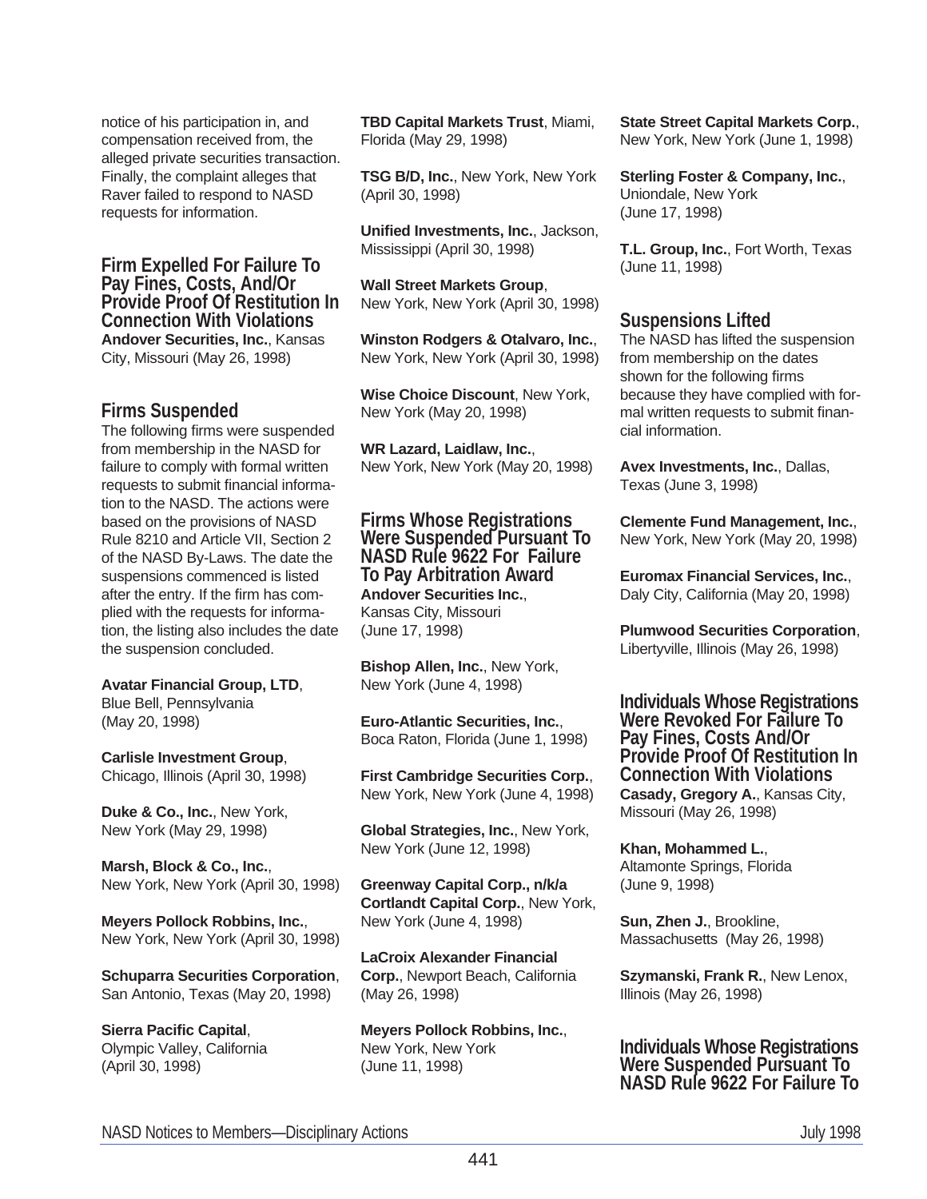notice of his participation in, and compensation received from, the alleged private securities transaction. Finally, the complaint alleges that Raver failed to respond to NASD requests for information.

### Firm Expelled For Failure To Pay Fines, Costs, And/Or Provide Proof Of Restitution In Connection With Violations

**Andover Securities, Inc.**, Kansas City, Missouri (May 26, 1998)

### Firms Suspended

The following firms were suspended from membership in the NASD for failure to comply with formal written requests to submit financial information to the NASD. The actions were based on the provisions of NASD Rule 8210 and Article VII, Section 2 of the NASD By-Laws. The date the suspensions commenced is listed after the entry. If the firm has complied with the requests for information, the listing also includes the date the suspension concluded.

**Avatar Financial Group, LTD**, Blue Bell, Pennsylvania (May 20, 1998)

**Carlisle Investment Group**, Chicago, Illinois (April 30, 1998)

**Duke & Co., Inc.**, New York, New York (May 29, 1998)

**Marsh, Block & Co., Inc.**, New York, New York (April 30, 1998)

**Meyers Pollock Robbins, Inc.**, New York, New York (April 30, 1998)

**Schuparra Securities Corporation**, San Antonio, Texas (May 20, 1998)

**Sierra Pacific Capital**, Olympic Valley, California (April 30, 1998)

**TBD Capital Markets Trust**, Miami, Florida (May 29, 1998)

**TSG B/D, Inc.**, New York, New York (April 30, 1998)

**Unified Investments, Inc.**, Jackson, Mississippi (April 30, 1998)

**Wall Street Markets Group**, New York, New York (April 30, 1998)

**Winston Rodgers & Otalvaro, Inc.**, New York, New York (April 30, 1998)

**Wise Choice Discount**, New York, New York (May 20, 1998)

**WR Lazard, Laidlaw, Inc.**, New York, New York (May 20, 1998)

### Firms Whose Registrations Were Suspended Pursuant To NASD Rule 9622 For Failure To Pay Arbitration Award

**Andover Securities Inc.**, Kansas City, Missouri (June 17, 1998)

**Bishop Allen, Inc.**, New York, New York (June 4, 1998)

**Euro-Atlantic Securities, Inc.**, Boca Raton, Florida (June 1, 1998)

**First Cambridge Securities Corp.**, New York, New York (June 4, 1998)

**Global Strategies, Inc.**, New York, New York (June 12, 1998)

**Greenway Capital Corp., n/k/a Cortlandt Capital Corp.**, New York, New York (June 4, 1998)

**LaCroix Alexander Financial Corp.**, Newport Beach, California (May 26, 1998)

**Meyers Pollock Robbins, Inc.**, New York, New York (June 11, 1998)

**State Street Capital Markets Corp.**, New York, New York (June 1, 1998)

**Sterling Foster & Company, Inc.**, Uniondale, New York (June 17, 1998)

**T.L. Group, Inc.**, Fort Worth, Texas (June 11, 1998)

### Suspensions Lifted

The NASD has lifted the suspension from membership on the dates shown for the following firms because they have complied with formal written requests to submit financial information.

**Avex Investments, Inc.**, Dallas, Texas (June 3, 1998)

**Clemente Fund Management, Inc.**, New York, New York (May 20, 1998)

**Euromax Financial Services, Inc.**, Daly City, California (May 20, 1998)

**Plumwood Securities Corporation**, Libertyville, Illinois (May 26, 1998)

### Individuals Whose Registrations Were Revoked For Failure To Pay Fines, Costs And/Or Provide Proof Of Restitution In Connection With Violations

**Casady, Gregory A.**, Kansas City, Missouri (May 26, 1998)

**Khan, Mohammed L.**, Altamonte Springs, Florida (June 9, 1998)

**Sun, Zhen J.**, Brookline, Massachusetts (May 26, 1998)

**Szymanski, Frank R.**, New Lenox, Illinois (May 26, 1998)

### Individuals Whose Registrations Were Suspended Pursuant To NASD Rule 9622 For Failure To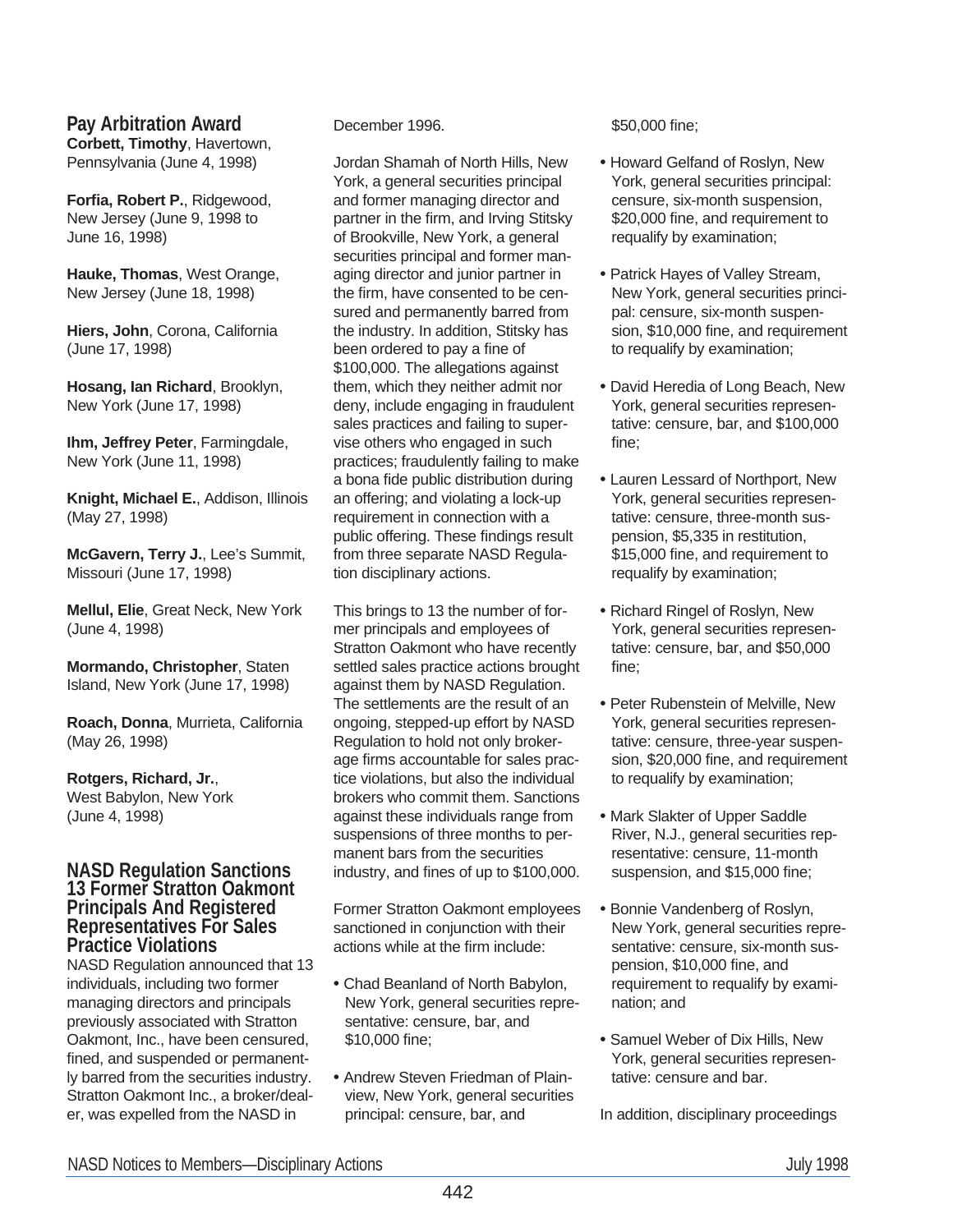## Pay Arbitration Award

**Corbett, Timothy**, Havertown, Pennsylvania (June 4, 1998)

**Forfia, Robert P.**, Ridgewood, New Jersey (June 9, 1998 to June 16, 1998)

**Hauke, Thomas**, West Orange, New Jersey (June 18, 1998)

**Hiers, John**, Corona, California (June 17, 1998)

**Hosang, Ian Richard**, Brooklyn, New York (June 17, 1998)

**Ihm, Jeffrey Peter**, Farmingdale, New York (June 11, 1998)

**Knight, Michael E.**, Addison, Illinois (May 27, 1998)

**McGavern, Terry J.**, Lee's Summit, Missouri (June 17, 1998)

**Mellul, Elie**, Great Neck, New York (June 4, 1998)

**Mormando, Christopher**, Staten Island, New York (June 17, 1998)

**Roach, Donna**, Murrieta, California (May 26, 1998)

**Rotgers, Richard, Jr.**, West Babylon, New York (June 4, 1998)

## NASD Regulation Sanctions 13 Former Stratton Oakmont Principals And Registered Representatives For Sales Practice Violations

NASD Regulation announced that 13 individuals, including two former managing directors and principals previously associated with Stratton Oakmont, Inc., have been censured, fined, and suspended or permanently barred from the securities industry. Stratton Oakmont Inc., a broker/dealer, was expelled from the NASD in December 1996.

Jordan Shamah of North Hills, New York, a general securities principal and former managing director and partner in the firm, and Irving Stitsky of Brookville, New York, a general securities principal and former managing director and junior partner in the firm, have consented to be censured and permanently barred from the industry. In addition, Stitsky has been ordered to pay a fine of $100,000. The allegations against them, which they neither admit nor deny, include engaging in fraudulent sales practices and failing to supervise others who engaged in such practices; fraudulently failing to make a bona fide public distribution during an offering; and violating a lock-up requirement in connection with a public offering. These findings result from three separate NASD Regulation disciplinary actions.

This brings to 13 the number of former principals and employees of Stratton Oakmont who have recently settled sales practice actions brought against them by NASD Regulation. The settlements are the result of an ongoing, stepped-up effort by NASD Regulation to hold not only brokerage firms accountable for sales practice violations, but also the individual brokers who commit them. Sanctions against these individuals range from suspensions of three months to permanent bars from the securities industry, and fines of up to $100,000.

Former Stratton Oakmont employees sanctioned in conjunction with their actions while at the firm include:

- Chad Beanland of North Babylon, New York, general securities representative: censure, bar, and $10,000 fine;
- Andrew Steven Friedman of Plainview, New York, general securities principal: censure, bar, and $50,000 fine;
- Howard Gelfand of Roslyn, New York, general securities principal: censure, six-month suspension, $20,000 fine, and requirement to requalify by examination;
- Patrick Hayes of Valley Stream, New York, general securities principal: censure, six-month suspension, $10,000 fine, and requirement to requalify by examination;
- David Heredia of Long Beach, New York, general securities representative: censure, bar, and $100,000 fine;
- Lauren Lessard of Northport, New York, general securities representative: censure, three-month suspension, $5,335 in restitution, $15,000 fine, and requirement to requalify by examination;
- Richard Ringel of Roslyn, New York, general securities representative: censure, bar, and $50,000 fine;
- Peter Rubenstein of Melville, New York, general securities representative: censure, three-year suspension, $20,000 fine, and requirement to requalify by examination;
- Mark Slakter of Upper Saddle River, N.J., general securities representative: censure, 11-month suspension, and $15,000 fine;
- Bonnie Vandenberg of Roslyn, New York, general securities representative: censure, six-month suspension, $10,000 fine, and requirement to requalify by examination; and
- Samuel Weber of Dix Hills, New York, general securities representative: censure and bar.

In addition, disciplinary proceedings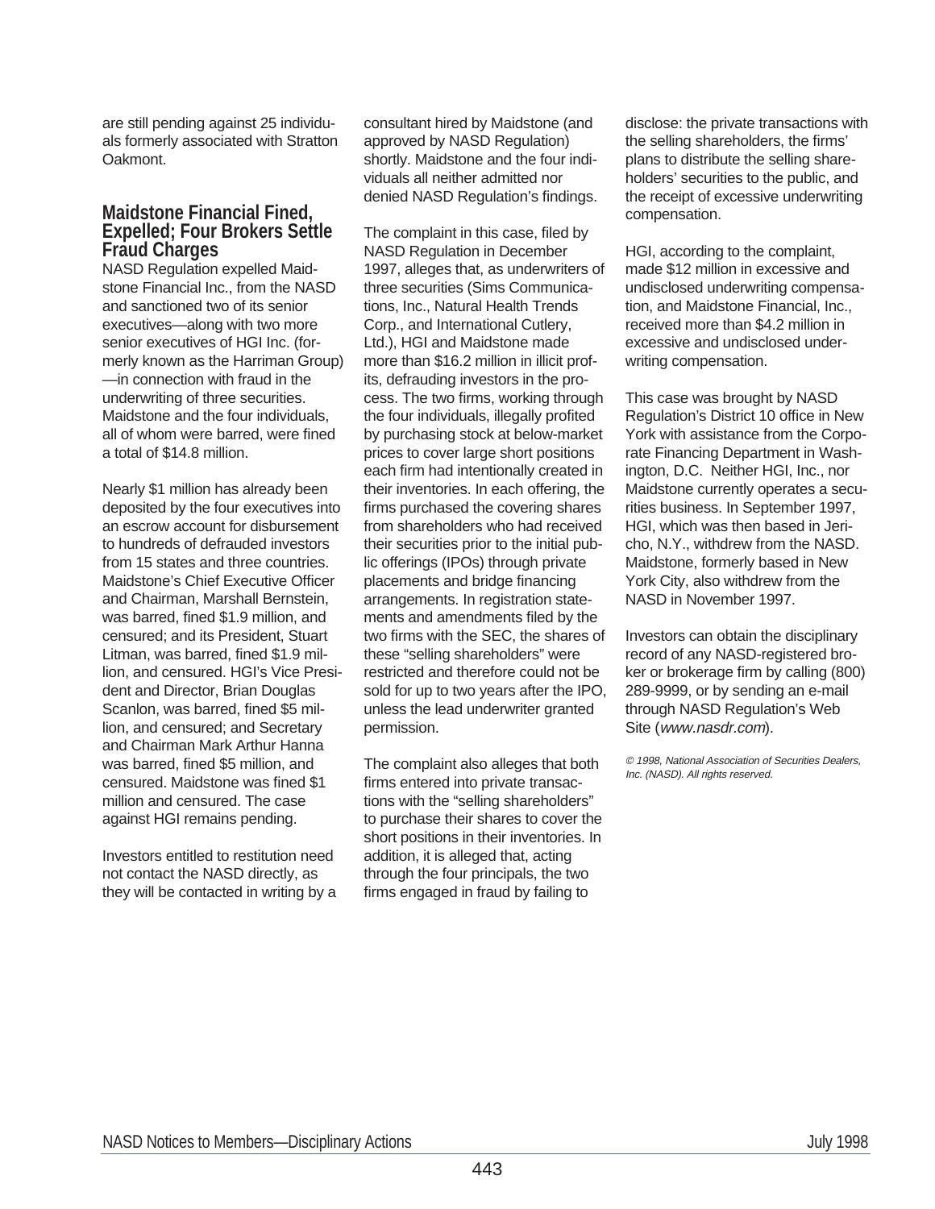are still pending against 25 individuals formerly associated with Stratton Oakmont.

## Maidstone Financial Fined, Expelled; Four Brokers Settle Fraud Charges

NASD Regulation expelled Maidstone Financial Inc., from the NASD and sanctioned two of its senior executives—along with two more senior executives of HGI Inc. (formerly known as the Harriman Group)—in connection with fraud in the underwriting of three securities. Maidstone and the four individuals, all of whom were barred, were fined a total of $14.8 million.

Nearly $1 million has already been deposited by the four executives into an escrow account for disbursement to hundreds of defrauded investors from 15 states and three countries. Maidstone's Chief Executive Officer and Chairman, Marshall Bernstein, was barred, fined $1.9 million, and censured; and its President, Stuart Litman, was barred, fined $1.9 million, and censured. HGI's Vice President and Director, Brian Douglas Scanlon, was barred, fined $5 million, and censured; and Secretary and Chairman Mark Arthur Hanna was barred, fined $5 million, and censured. Maidstone was fined $1 million and censured. The case against HGI remains pending.

Investors entitled to restitution need not contact the NASD directly, as they will be contacted in writing by a consultant hired by Maidstone (and approved by NASD Regulation) shortly. Maidstone and the four individuals all neither admitted nor denied NASD Regulation's findings.

The complaint in this case, filed by NASD Regulation in December 1997, alleges that, as underwriters of three securities (Sims Communications, Inc., Natural Health Trends Corp., and International Cutlery, Ltd.), HGI and Maidstone made more than $16.2 million in illicit profits, defrauding investors in the process. The two firms, working through the four individuals, illegally profited by purchasing stock at below-market prices to cover large short positions each firm had intentionally created in their inventories. In each offering, the firms purchased the covering shares from shareholders who had received their securities prior to the initial public offerings (IPOs) through private placements and bridge financing arrangements. In registration statements and amendments filed by the two firms with the SEC, the shares of these "selling shareholders" were restricted and therefore could not be sold for up to two years after the IPO, unless the lead underwriter granted permission.

The complaint also alleges that both firms entered into private transactions with the "selling shareholders" to purchase their shares to cover the short positions in their inventories. In addition, it is alleged that, acting through the four principals, the two firms engaged in fraud by failing to disclose: the private transactions with the selling shareholders, the firms' plans to distribute the selling shareholders' securities to the public, and the receipt of excessive underwriting compensation.

HGI, according to the complaint, made $12 million in excessive and undisclosed underwriting compensation, and Maidstone Financial, Inc., received more than $4.2 million in excessive and undisclosed underwriting compensation.

This case was brought by NASD Regulation's District 10 office in New York with assistance from the Corporate Financing Department in Washington, D.C. Neither HGI, Inc., nor Maidstone currently operates a securities business. In September 1997, HGI, which was then based in Jericho, N.Y., withdrew from the NASD. Maidstone, formerly based in New York City, also withdrew from the NASD in November 1997.

Investors can obtain the disciplinary record of any NASD-registered broker or brokerage firm by calling (800) 289-9999, or by sending an e-mail through NASD Regulation's Web Site (*www.nasdr.com*).

*© 1998, National Association of Securities Dealers, Inc. (NASD). All rights reserved.*